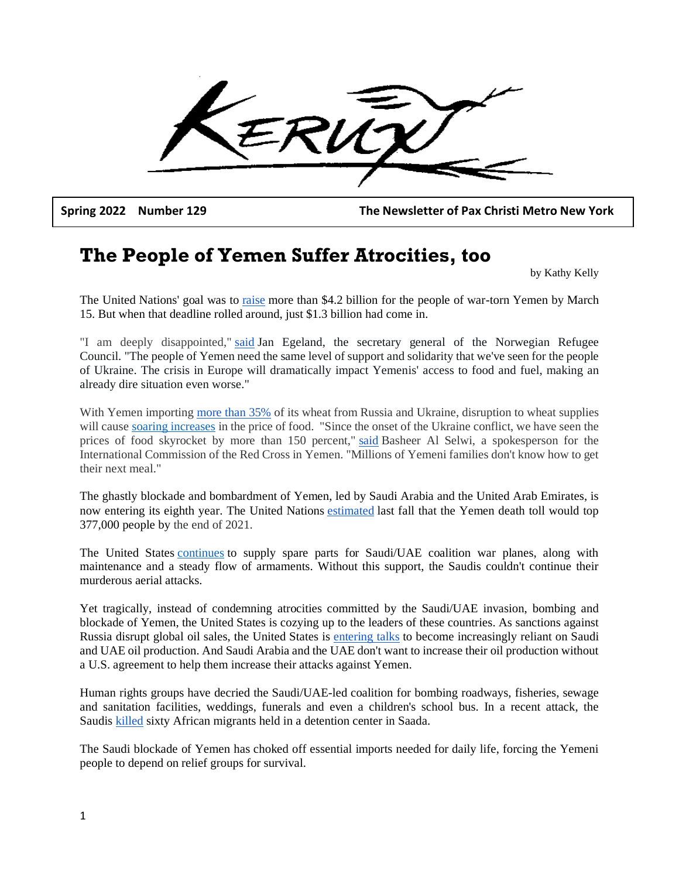# KERUX

**Spring 2022 Number 129** **The Newsletter of Pax Christi Metro New York**

## The People of Yemen Suffer Atrocities, too

by Kathy Kelly

The United Nations' goal was to raise more than $4.2 billion for the people of war-torn Yemen by March 15. But when that deadline rolled around, just $1.3 billion had come in.

"I am deeply disappointed," said Jan Egeland, the secretary general of the Norwegian Refugee Council. "The people of Yemen need the same level of support and solidarity that we've seen for the people of Ukraine. The crisis in Europe will dramatically impact Yemenis' access to food and fuel, making an already dire situation even worse."

With Yemen importing more than 35% of its wheat from Russia and Ukraine, disruption to wheat supplies will cause soaring increases in the price of food. "Since the onset of the Ukraine conflict, we have seen the prices of food skyrocket by more than 150 percent," said Basheer Al Selwi, a spokesperson for the International Commission of the Red Cross in Yemen. "Millions of Yemeni families don't know how to get their next meal."

The ghastly blockade and bombardment of Yemen, led by Saudi Arabia and the United Arab Emirates, is now entering its eighth year. The United Nations estimated last fall that the Yemen death toll would top 377,000 people by the end of 2021.

The United States continues to supply spare parts for Saudi/UAE coalition war planes, along with maintenance and a steady flow of armaments. Without this support, the Saudis couldn't continue their murderous aerial attacks.

Yet tragically, instead of condemning atrocities committed by the Saudi/UAE invasion, bombing and blockade of Yemen, the United States is cozying up to the leaders of these countries. As sanctions against Russia disrupt global oil sales, the United States is entering talks to become increasingly reliant on Saudi and UAE oil production. And Saudi Arabia and the UAE don't want to increase their oil production without a U.S. agreement to help them increase their attacks against Yemen.

Human rights groups have decried the Saudi/UAE-led coalition for bombing roadways, fisheries, sewage and sanitation facilities, weddings, funerals and even a children's school bus. In a recent attack, the Saudis killed sixty African migrants held in a detention center in Saada.

The Saudi blockade of Yemen has choked off essential imports needed for daily life, forcing the Yemeni people to depend on relief groups for survival.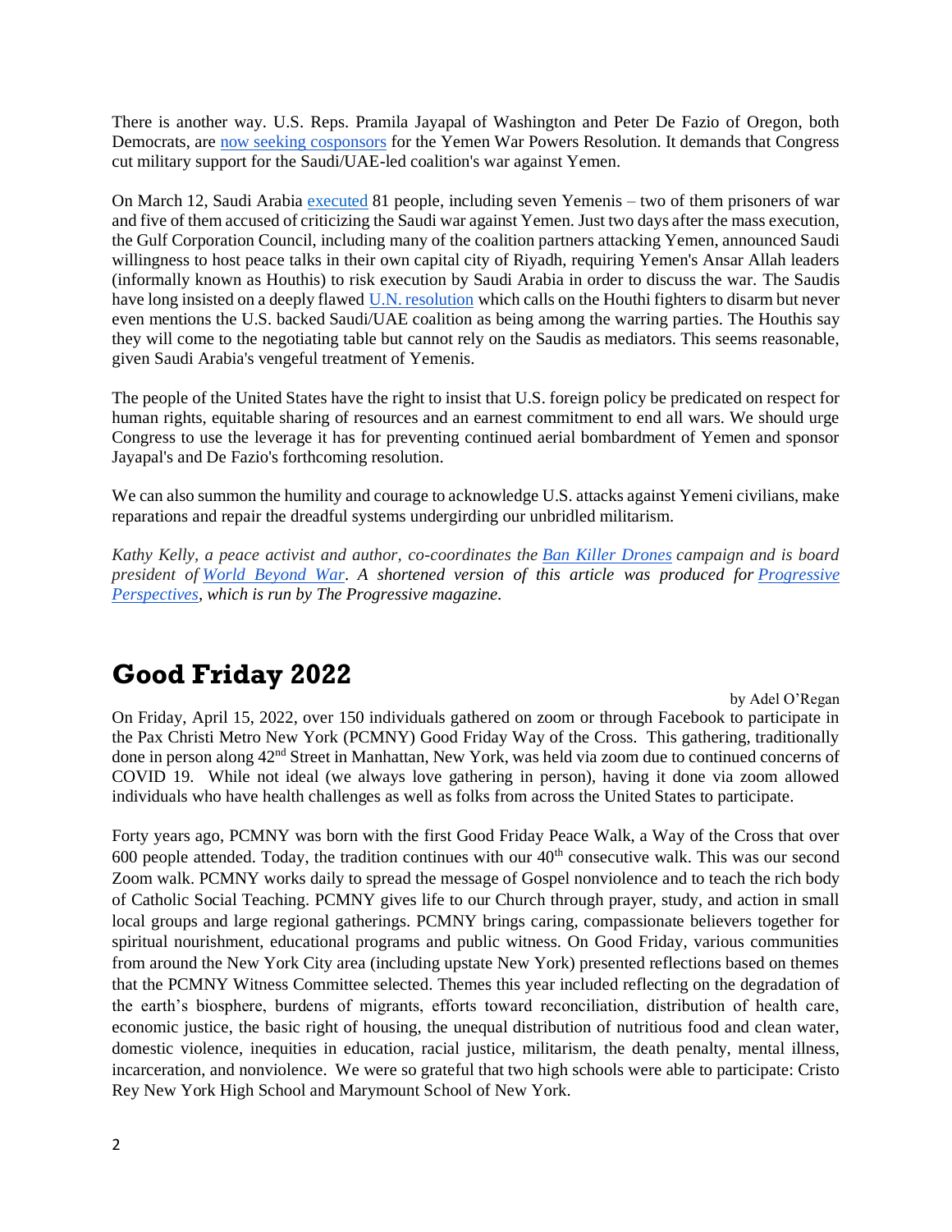There is another way. U.S. Reps. Pramila Jayapal of Washington and Peter De Fazio of Oregon, both Democrats, are now seeking cosponsors for the Yemen War Powers Resolution. It demands that Congress cut military support for the Saudi/UAE-led coalition's war against Yemen.

On March 12, Saudi Arabia executed 81 people, including seven Yemenis – two of them prisoners of war and five of them accused of criticizing the Saudi war against Yemen. Just two days after the mass execution, the Gulf Corporation Council, including many of the coalition partners attacking Yemen, announced Saudi willingness to host peace talks in their own capital city of Riyadh, requiring Yemen's Ansar Allah leaders (informally known as Houthis) to risk execution by Saudi Arabia in order to discuss the war. The Saudis have long insisted on a deeply flawed U.N. resolution which calls on the Houthi fighters to disarm but never even mentions the U.S. backed Saudi/UAE coalition as being among the warring parties. The Houthis say they will come to the negotiating table but cannot rely on the Saudis as mediators. This seems reasonable, given Saudi Arabia's vengeful treatment of Yemenis.

The people of the United States have the right to insist that U.S. foreign policy be predicated on respect for human rights, equitable sharing of resources and an earnest commitment to end all wars. We should urge Congress to use the leverage it has for preventing continued aerial bombardment of Yemen and sponsor Jayapal's and De Fazio's forthcoming resolution.

We can also summon the humility and courage to acknowledge U.S. attacks against Yemeni civilians, make reparations and repair the dreadful systems undergirding our unbridled militarism.

*Kathy Kelly, a peace activist and author, co-coordinates the Ban Killer Drones campaign and is board president of World Beyond War. A shortened version of this article was produced for Progressive Perspectives, which is run by The Progressive magazine.*

# Good Friday 2022

by Adel O'Regan

On Friday, April 15, 2022, over 150 individuals gathered on zoom or through Facebook to participate in the Pax Christi Metro New York (PCMNY) Good Friday Way of the Cross. This gathering, traditionally done in person along 42nd Street in Manhattan, New York, was held via zoom due to continued concerns of COVID 19. While not ideal (we always love gathering in person), having it done via zoom allowed individuals who have health challenges as well as folks from across the United States to participate.

Forty years ago, PCMNY was born with the first Good Friday Peace Walk, a Way of the Cross that over 600 people attended. Today, the tradition continues with our 40th consecutive walk. This was our second Zoom walk. PCMNY works daily to spread the message of Gospel nonviolence and to teach the rich body of Catholic Social Teaching. PCMNY gives life to our Church through prayer, study, and action in small local groups and large regional gatherings. PCMNY brings caring, compassionate believers together for spiritual nourishment, educational programs and public witness. On Good Friday, various communities from around the New York City area (including upstate New York) presented reflections based on themes that the PCMNY Witness Committee selected. Themes this year included reflecting on the degradation of the earth's biosphere, burdens of migrants, efforts toward reconciliation, distribution of health care, economic justice, the basic right of housing, the unequal distribution of nutritious food and clean water, domestic violence, inequities in education, racial justice, militarism, the death penalty, mental illness, incarceration, and nonviolence. We were so grateful that two high schools were able to participate: Cristo Rey New York High School and Marymount School of New York.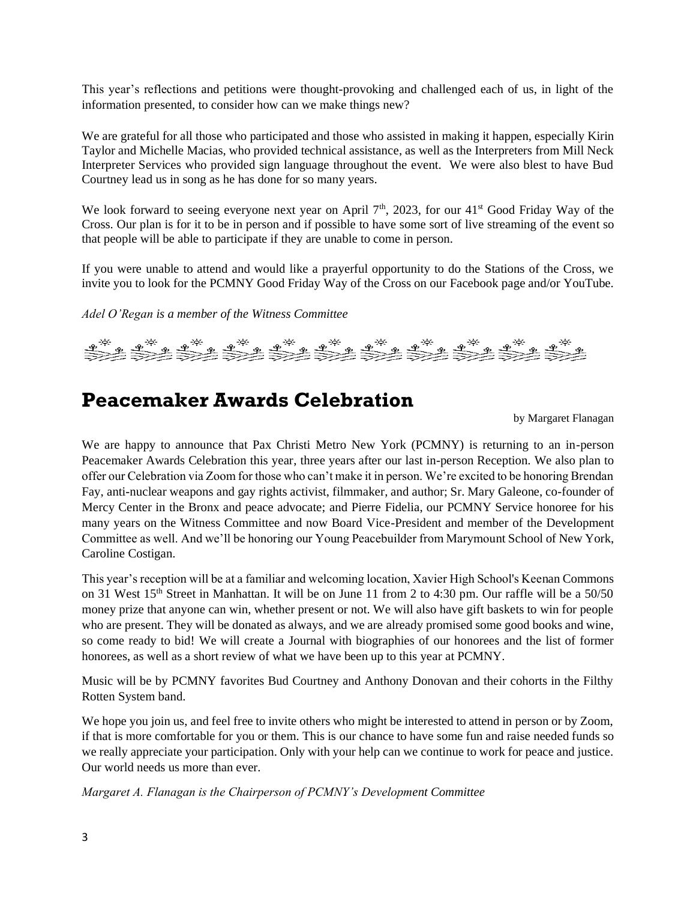This year's reflections and petitions were thought-provoking and challenged each of us, in light of the information presented, to consider how can we make things new?

We are grateful for all those who participated and those who assisted in making it happen, especially Kirin Taylor and Michelle Macias, who provided technical assistance, as well as the Interpreters from Mill Neck Interpreter Services who provided sign language throughout the event. We were also blest to have Bud Courtney lead us in song as he has done for so many years.

We look forward to seeing everyone next year on April 7th, 2023, for our 41st Good Friday Way of the Cross. Our plan is for it to be in person and if possible to have some sort of live streaming of the event so that people will be able to participate if they are unable to come in person.

If you were unable to attend and would like a prayerful opportunity to do the Stations of the Cross, we invite you to look for the PCMNY Good Friday Way of the Cross on our Facebook page and/or YouTube.

*Adel O'Regan is a member of the Witness Committee*

# Peacemaker Awards Celebration

by Margaret Flanagan

We are happy to announce that Pax Christi Metro New York (PCMNY) is returning to an in-person Peacemaker Awards Celebration this year, three years after our last in-person Reception. We also plan to offer our Celebration via Zoom for those who can't make it in person. We're excited to be honoring Brendan Fay, anti-nuclear weapons and gay rights activist, filmmaker, and author; Sr. Mary Galeone, co-founder of Mercy Center in the Bronx and peace advocate; and Pierre Fidelia, our PCMNY Service honoree for his many years on the Witness Committee and now Board Vice-President and member of the Development Committee as well. And we'll be honoring our Young Peacebuilder from Marymount School of New York, Caroline Costigan.

This year's reception will be at a familiar and welcoming location, Xavier High School's Keenan Commons on 31 West 15th Street in Manhattan. It will be on June 11 from 2 to 4:30 pm. Our raffle will be a 50/50 money prize that anyone can win, whether present or not. We will also have gift baskets to win for people who are present. They will be donated as always, and we are already promised some good books and wine, so come ready to bid! We will create a Journal with biographies of our honorees and the list of former honorees, as well as a short review of what we have been up to this year at PCMNY.

Music will be by PCMNY favorites Bud Courtney and Anthony Donovan and their cohorts in the Filthy Rotten System band.

We hope you join us, and feel free to invite others who might be interested to attend in person or by Zoom, if that is more comfortable for you or them. This is our chance to have some fun and raise needed funds so we really appreciate your participation. Only with your help can we continue to work for peace and justice. Our world needs us more than ever.

*Margaret A. Flanagan is the Chairperson of PCMNY's Development Committee*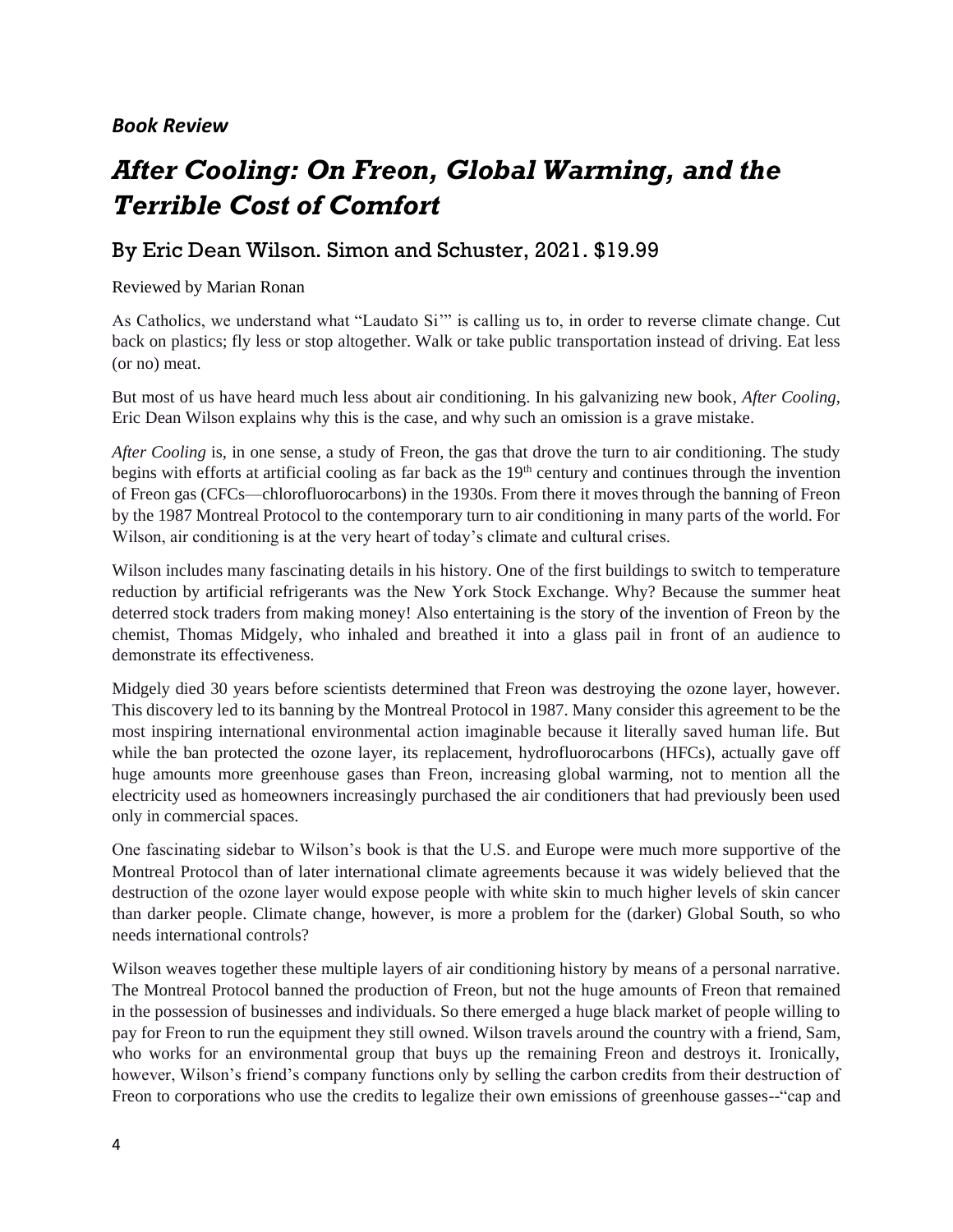***Book Review***

# *After Cooling: On Freon, Global Warming, and the Terrible Cost of Comfort*

## By Eric Dean Wilson. Simon and Schuster, 2021. $19.99

Reviewed by Marian Ronan

As Catholics, we understand what "Laudato Si'" is calling us to, in order to reverse climate change. Cut back on plastics; fly less or stop altogether. Walk or take public transportation instead of driving. Eat less (or no) meat.

But most of us have heard much less about air conditioning. In his galvanizing new book, *After Cooling*, Eric Dean Wilson explains why this is the case, and why such an omission is a grave mistake.

*After Cooling* is, in one sense, a study of Freon, the gas that drove the turn to air conditioning. The study begins with efforts at artificial cooling as far back as the 19th century and continues through the invention of Freon gas (CFCs—chlorofluorocarbons) in the 1930s. From there it moves through the banning of Freon by the 1987 Montreal Protocol to the contemporary turn to air conditioning in many parts of the world. For Wilson, air conditioning is at the very heart of today's climate and cultural crises.

Wilson includes many fascinating details in his history. One of the first buildings to switch to temperature reduction by artificial refrigerants was the New York Stock Exchange. Why? Because the summer heat deterred stock traders from making money! Also entertaining is the story of the invention of Freon by the chemist, Thomas Midgely, who inhaled and breathed it into a glass pail in front of an audience to demonstrate its effectiveness.

Midgely died 30 years before scientists determined that Freon was destroying the ozone layer, however. This discovery led to its banning by the Montreal Protocol in 1987. Many consider this agreement to be the most inspiring international environmental action imaginable because it literally saved human life. But while the ban protected the ozone layer, its replacement, hydrofluorocarbons (HFCs), actually gave off huge amounts more greenhouse gases than Freon, increasing global warming, not to mention all the electricity used as homeowners increasingly purchased the air conditioners that had previously been used only in commercial spaces.

One fascinating sidebar to Wilson's book is that the U.S. and Europe were much more supportive of the Montreal Protocol than of later international climate agreements because it was widely believed that the destruction of the ozone layer would expose people with white skin to much higher levels of skin cancer than darker people. Climate change, however, is more a problem for the (darker) Global South, so who needs international controls?

Wilson weaves together these multiple layers of air conditioning history by means of a personal narrative. The Montreal Protocol banned the production of Freon, but not the huge amounts of Freon that remained in the possession of businesses and individuals. So there emerged a huge black market of people willing to pay for Freon to run the equipment they still owned. Wilson travels around the country with a friend, Sam, who works for an environmental group that buys up the remaining Freon and destroys it. Ironically, however, Wilson's friend's company functions only by selling the carbon credits from their destruction of Freon to corporations who use the credits to legalize their own emissions of greenhouse gasses--"cap and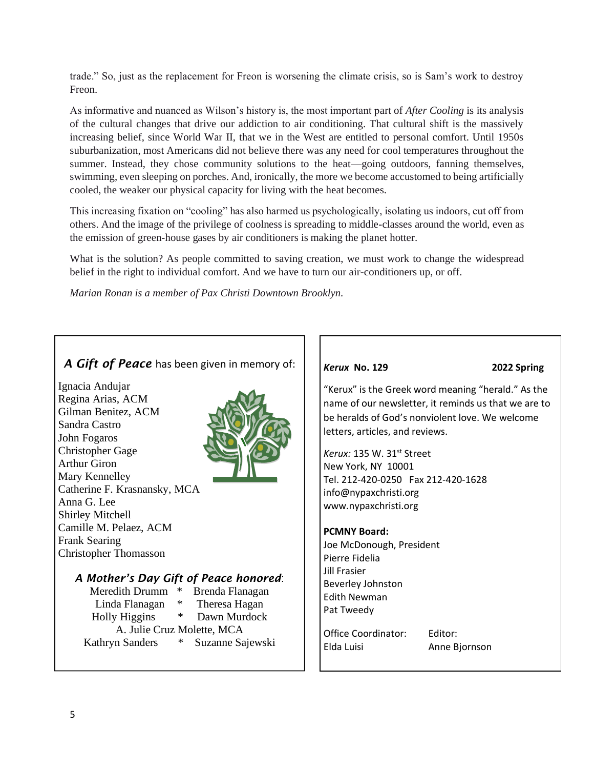trade." So, just as the replacement for Freon is worsening the climate crisis, so is Sam's work to destroy Freon.

As informative and nuanced as Wilson's history is, the most important part of *After Cooling* is its analysis of the cultural changes that drive our addiction to air conditioning. That cultural shift is the massively increasing belief, since World War II, that we in the West are entitled to personal comfort. Until 1950s suburbanization, most Americans did not believe there was any need for cool temperatures throughout the summer. Instead, they chose community solutions to the heat—going outdoors, fanning themselves, swimming, even sleeping on porches. And, ironically, the more we become accustomed to being artificially cooled, the weaker our physical capacity for living with the heat becomes.

This increasing fixation on "cooling" has also harmed us psychologically, isolating us indoors, cut off from others. And the image of the privilege of coolness is spreading to middle-classes around the world, even as the emission of green-house gases by air conditioners is making the planet hotter.

What is the solution? As people committed to saving creation, we must work to change the widespread belief in the right to individual comfort. And we have to turn our air-conditioners up, or off.

*Marian Ronan is a member of Pax Christi Downtown Brooklyn.*

***A Gift of Peace*** has been given in memory of:

Ignacia Andujar
Regina Arias, ACM
Gilman Benitez, ACM
Sandra Castro
John Fogaros
Christopher Gage
Arthur Giron
Mary Kennelley
Catherine F. Krasnansky, MCA
Anna G. Lee
Shirley Mitchell
Camille M. Pelaez, ACM
Frank Searing
Christopher Thomasson

***A Mother's Day Gift of Peace honored***:

Meredith Drumm * Brenda Flanagan
Linda Flanagan * Theresa Hagan
Holly Higgins * Dawn Murdock
A. Julie Cruz Molette, MCA
Kathryn Sanders * Suzanne Sajewski

***Kerux* No. 129** **2022 Spring**

"Kerux" is the Greek word meaning "herald." As the name of our newsletter, it reminds us that we are to be heralds of God's nonviolent love. We welcome letters, articles, and reviews.

*Kerux:* 135 W. 31st Street
New York, NY 10001
Tel. 212-420-0250 Fax 212-420-1628
info@nypaxchristi.org
www.nypaxchristi.org

**PCMNY Board:**
Joe McDonough, President
Pierre Fidelia
Jill Frasier
Beverley Johnston
Edith Newman
Pat Tweedy

Office Coordinator: Elda Luisi
Editor: Anne Bjornson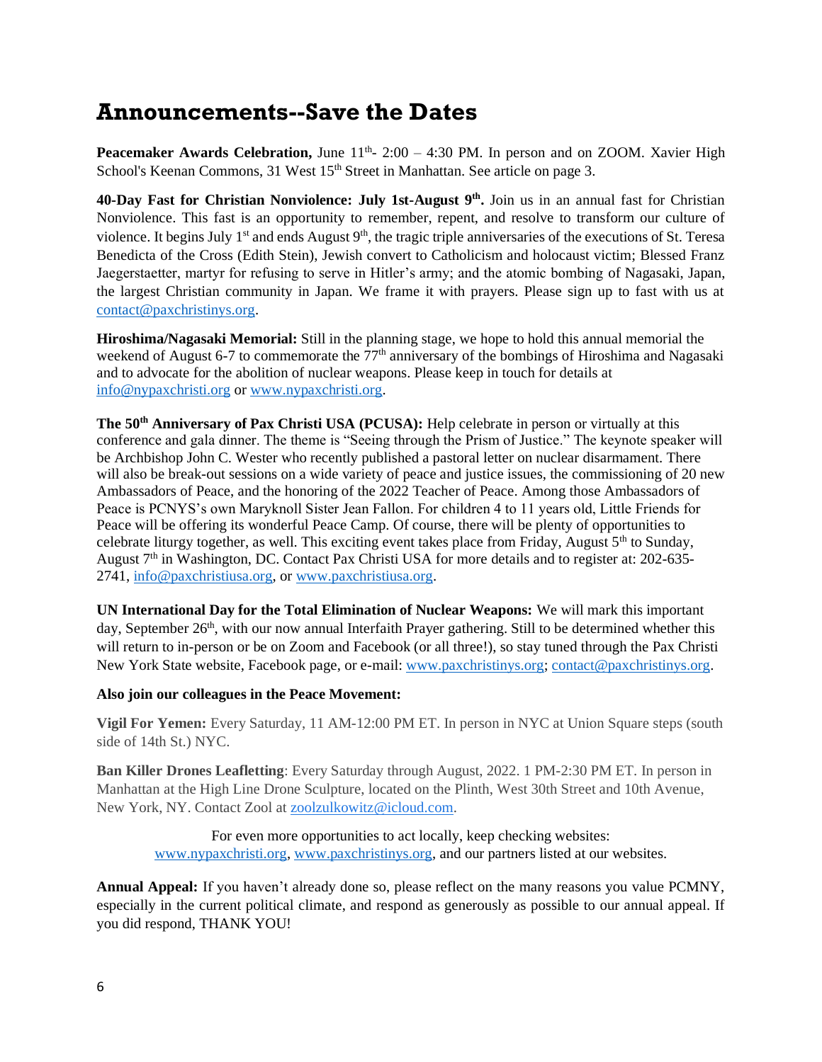# Announcements--Save the Dates

**Peacemaker Awards Celebration,** June 11th- 2:00 – 4:30 PM. In person and on ZOOM. Xavier High School's Keenan Commons, 31 West 15th Street in Manhattan. See article on page 3.

**40-Day Fast for Christian Nonviolence: July 1st-August 9th.** Join us in an annual fast for Christian Nonviolence. This fast is an opportunity to remember, repent, and resolve to transform our culture of violence. It begins July 1st and ends August 9th, the tragic triple anniversaries of the executions of St. Teresa Benedicta of the Cross (Edith Stein), Jewish convert to Catholicism and holocaust victim; Blessed Franz Jaegerstaetter, martyr for refusing to serve in Hitler's army; and the atomic bombing of Nagasaki, Japan, the largest Christian community in Japan. We frame it with prayers. Please sign up to fast with us at contact@paxchristinys.org.

**Hiroshima/Nagasaki Memorial:** Still in the planning stage, we hope to hold this annual memorial the weekend of August 6-7 to commemorate the 77th anniversary of the bombings of Hiroshima and Nagasaki and to advocate for the abolition of nuclear weapons. Please keep in touch for details at info@nypaxchristi.org or www.nypaxchristi.org.

**The 50th Anniversary of Pax Christi USA (PCUSA):** Help celebrate in person or virtually at this conference and gala dinner. The theme is "Seeing through the Prism of Justice." The keynote speaker will be Archbishop John C. Wester who recently published a pastoral letter on nuclear disarmament. There will also be break-out sessions on a wide variety of peace and justice issues, the commissioning of 20 new Ambassadors of Peace, and the honoring of the 2022 Teacher of Peace. Among those Ambassadors of Peace is PCNYS's own Maryknoll Sister Jean Fallon. For children 4 to 11 years old, Little Friends for Peace will be offering its wonderful Peace Camp. Of course, there will be plenty of opportunities to celebrate liturgy together, as well. This exciting event takes place from Friday, August 5th to Sunday, August 7th in Washington, DC. Contact Pax Christi USA for more details and to register at: 202-635-2741, info@paxchristiusa.org, or www.paxchristiusa.org.

**UN International Day for the Total Elimination of Nuclear Weapons:** We will mark this important day, September 26th, with our now annual Interfaith Prayer gathering. Still to be determined whether this will return to in-person or be on Zoom and Facebook (or all three!), so stay tuned through the Pax Christi New York State website, Facebook page, or e-mail: www.paxchristinys.org; contact@paxchristinys.org.

**Also join our colleagues in the Peace Movement:**

**Vigil For Yemen:** Every Saturday, 11 AM-12:00 PM ET. In person in NYC at Union Square steps (south side of 14th St.) NYC.

**Ban Killer Drones Leafletting**: Every Saturday through August, 2022. 1 PM-2:30 PM ET. In person in Manhattan at the High Line Drone Sculpture, located on the Plinth, West 30th Street and 10th Avenue, New York, NY. Contact Zool at zoolzulkowitz@icloud.com.

For even more opportunities to act locally, keep checking websites: www.nypaxchristi.org, www.paxchristinys.org, and our partners listed at our websites.

**Annual Appeal:** If you haven't already done so, please reflect on the many reasons you value PCMNY, especially in the current political climate, and respond as generously as possible to our annual appeal. If you did respond, THANK YOU!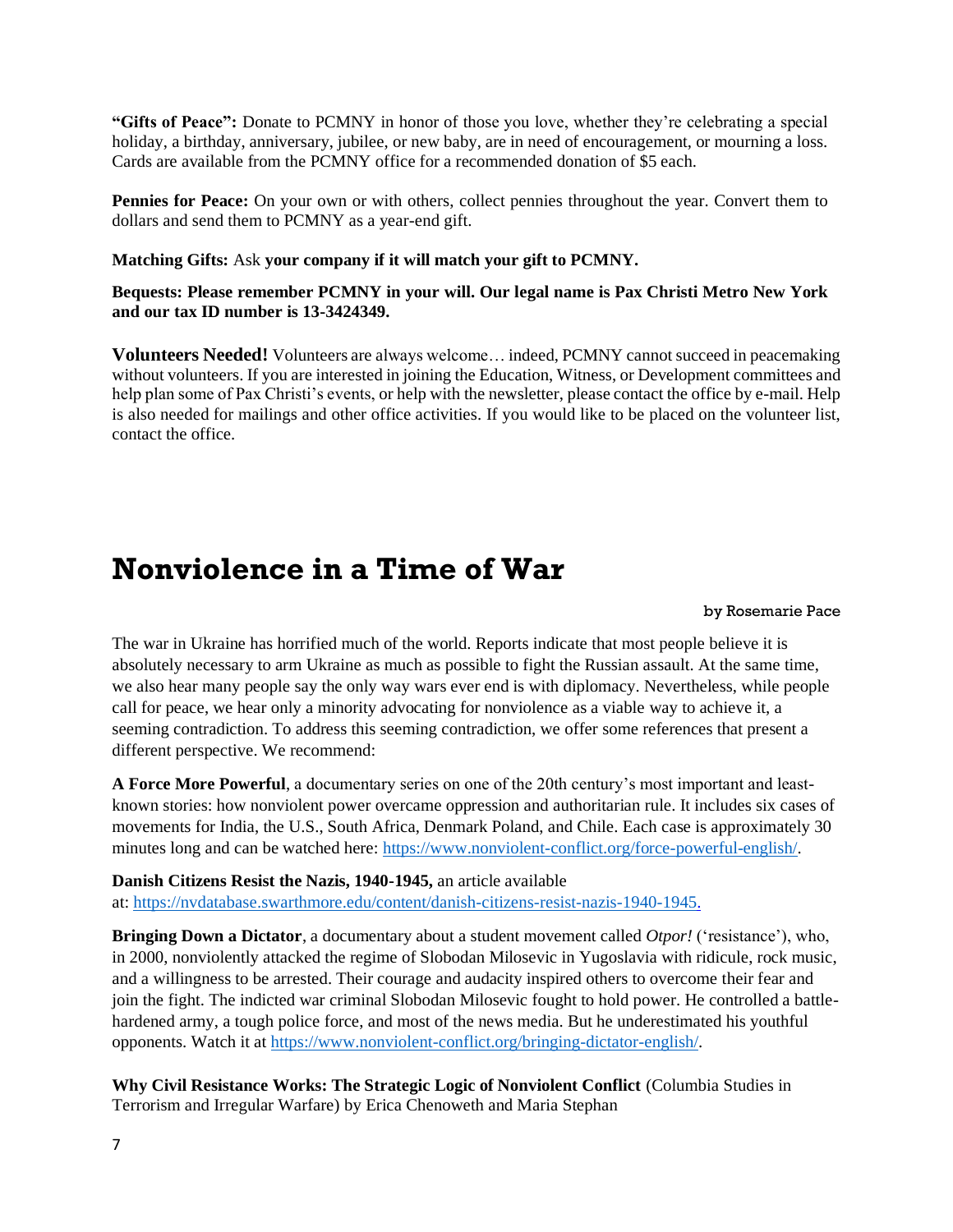**"Gifts of Peace":** Donate to PCMNY in honor of those you love, whether they're celebrating a special holiday, a birthday, anniversary, jubilee, or new baby, are in need of encouragement, or mourning a loss. Cards are available from the PCMNY office for a recommended donation of $5 each.

**Pennies for Peace:** On your own or with others, collect pennies throughout the year. Convert them to dollars and send them to PCMNY as a year-end gift.

**Matching Gifts:** Ask **your company if it will match your gift to PCMNY.**

**Bequests: Please remember PCMNY in your will. Our legal name is Pax Christi Metro New York and our tax ID number is 13-3424349.**

**Volunteers Needed!** Volunteers are always welcome… indeed, PCMNY cannot succeed in peacemaking without volunteers. If you are interested in joining the Education, Witness, or Development committees and help plan some of Pax Christi's events, or help with the newsletter, please contact the office by e-mail. Help is also needed for mailings and other office activities. If you would like to be placed on the volunteer list, contact the office.

# Nonviolence in a Time of War

by Rosemarie Pace

The war in Ukraine has horrified much of the world. Reports indicate that most people believe it is absolutely necessary to arm Ukraine as much as possible to fight the Russian assault. At the same time, we also hear many people say the only way wars ever end is with diplomacy. Nevertheless, while people call for peace, we hear only a minority advocating for nonviolence as a viable way to achieve it, a seeming contradiction. To address this seeming contradiction, we offer some references that present a different perspective. We recommend:

**A Force More Powerful**, a documentary series on one of the 20th century's most important and least-known stories: how nonviolent power overcame oppression and authoritarian rule. It includes six cases of movements for India, the U.S., South Africa, Denmark Poland, and Chile. Each case is approximately 30 minutes long and can be watched here: https://www.nonviolent-conflict.org/force-powerful-english/.

**Danish Citizens Resist the Nazis, 1940-1945,** an article available at: https://nvdatabase.swarthmore.edu/content/danish-citizens-resist-nazis-1940-1945.

**Bringing Down a Dictator**, a documentary about a student movement called *Otpor!* ('resistance'), who, in 2000, nonviolently attacked the regime of Slobodan Milosevic in Yugoslavia with ridicule, rock music, and a willingness to be arrested. Their courage and audacity inspired others to overcome their fear and join the fight. The indicted war criminal Slobodan Milosevic fought to hold power. He controlled a battle-hardened army, a tough police force, and most of the news media. But he underestimated his youthful opponents. Watch it at https://www.nonviolent-conflict.org/bringing-dictator-english/.

**Why Civil Resistance Works: The Strategic Logic of Nonviolent Conflict** (Columbia Studies in Terrorism and Irregular Warfare) by Erica Chenoweth and Maria Stephan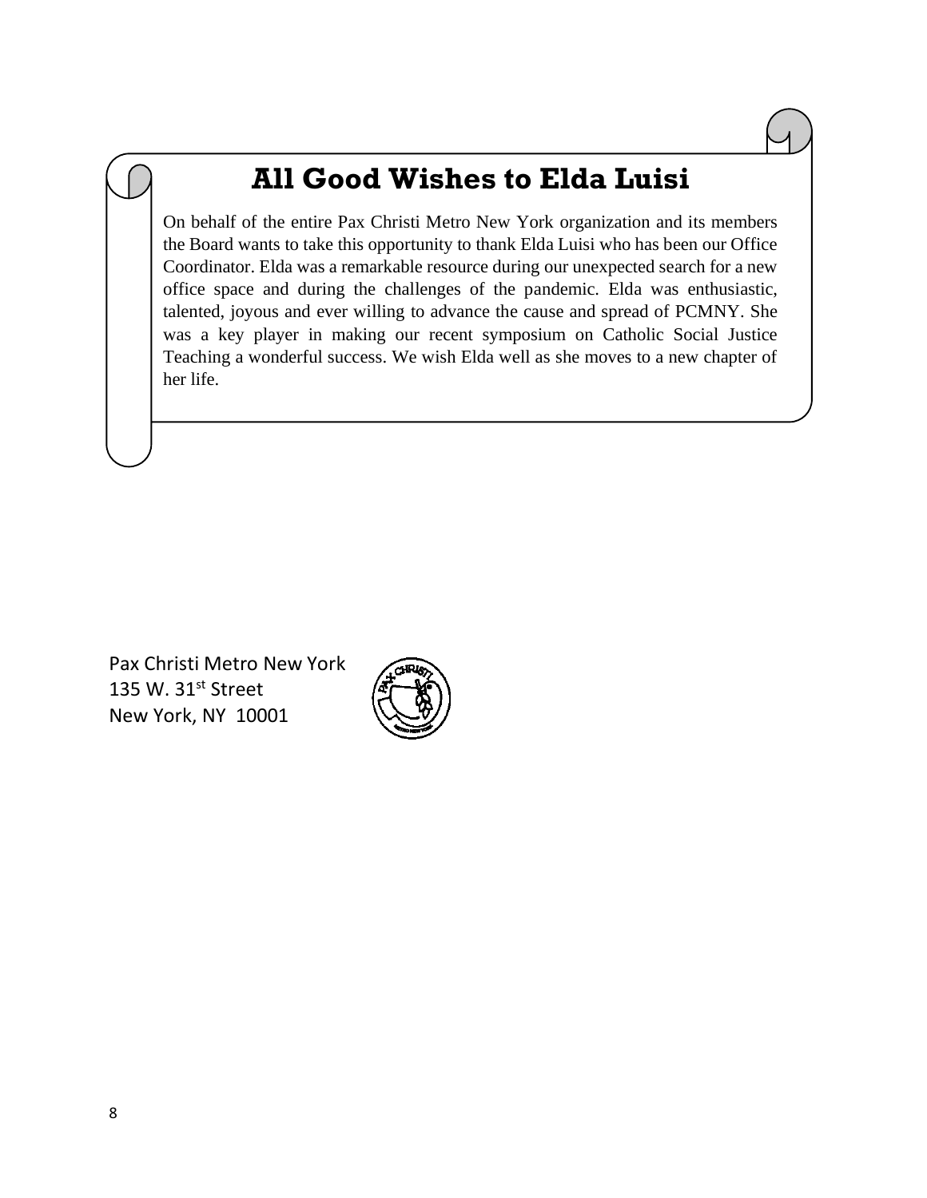# All Good Wishes to Elda Luisi

On behalf of the entire Pax Christi Metro New York organization and its members the Board wants to take this opportunity to thank Elda Luisi who has been our Office Coordinator. Elda was a remarkable resource during our unexpected search for a new office space and during the challenges of the pandemic. Elda was enthusiastic, talented, joyous and ever willing to advance the cause and spread of PCMNY. She was a key player in making our recent symposium on Catholic Social Justice Teaching a wonderful success. We wish Elda well as she moves to a new chapter of her life.

Pax Christi Metro New York
135 W. 31st Street
New York, NY 10001